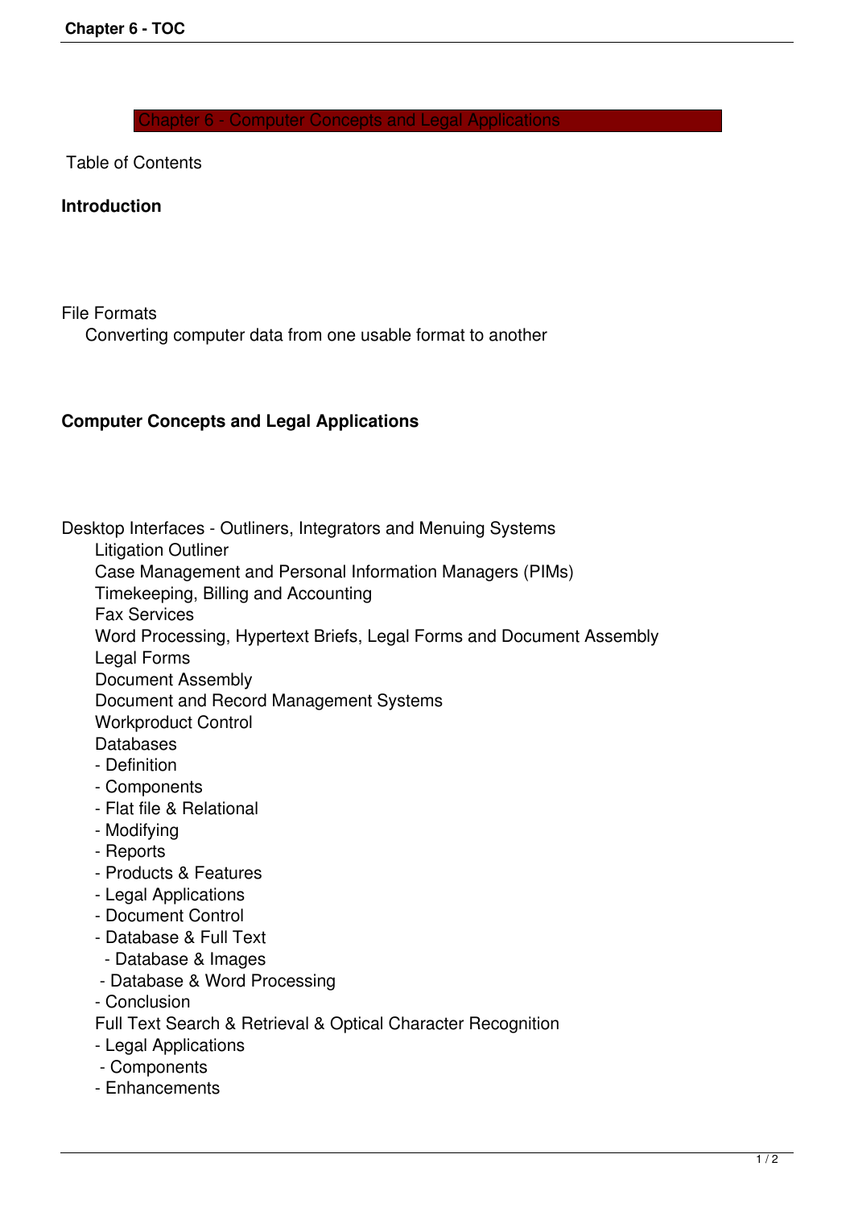# Chapter 6 - Computer Concepts and Legal Applications

Table of Contents

**Introduction**

File Formats

  Converting computer data from one usable format to another

**Computer Concepts and Legal Applications**

Desktop Interfaces - Outliners, Integrators and Menuing Systems

- Litigation Outliner
- Case Management and Personal Information Managers (PIMs)
- Timekeeping, Billing and Accounting
- Fax Services
- Word Processing, Hypertext Briefs, Legal Forms and Document Assembly
- Legal Forms
- Document Assembly
- Document and Record Management Systems
- Workproduct Control
- Databases
  - Definition
  - Components
  - Flat file & Relational
  - Modifying
  - Reports
  - Products & Features
  - Legal Applications
  - Document Control
  - Database & Full Text
  - Database & Images
  - Database & Word Processing
  - Conclusion
- Full Text Search & Retrieval & Optical Character Recognition
  - Legal Applications
  - Components
  - Enhancements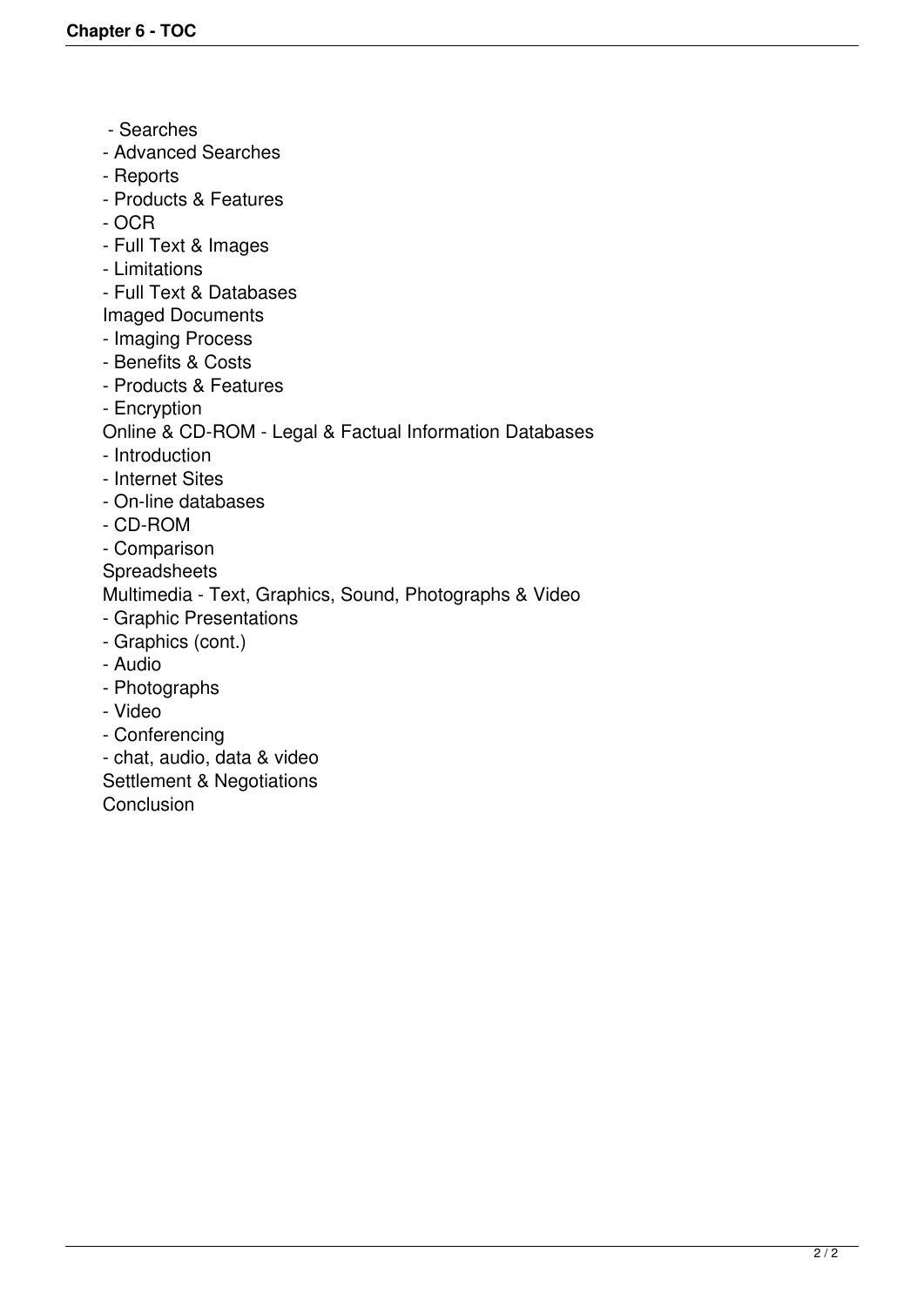- Searches
- Advanced Searches
- Reports
- Products & Features
- OCR
- Full Text & Images
- Limitations
- Full Text & Databases

Imaged Documents

- Imaging Process
- Benefits & Costs
- Products & Features
- Encryption

Online & CD-ROM - Legal & Factual Information Databases

- Introduction
- Internet Sites
- On-line databases
- CD-ROM
- Comparison

Spreadsheets

Multimedia - Text, Graphics, Sound, Photographs & Video

- Graphic Presentations
- Graphics (cont.)
- Audio
- Photographs
- Video
- Conferencing
- chat, audio, data & video

Settlement & Negotiations

Conclusion